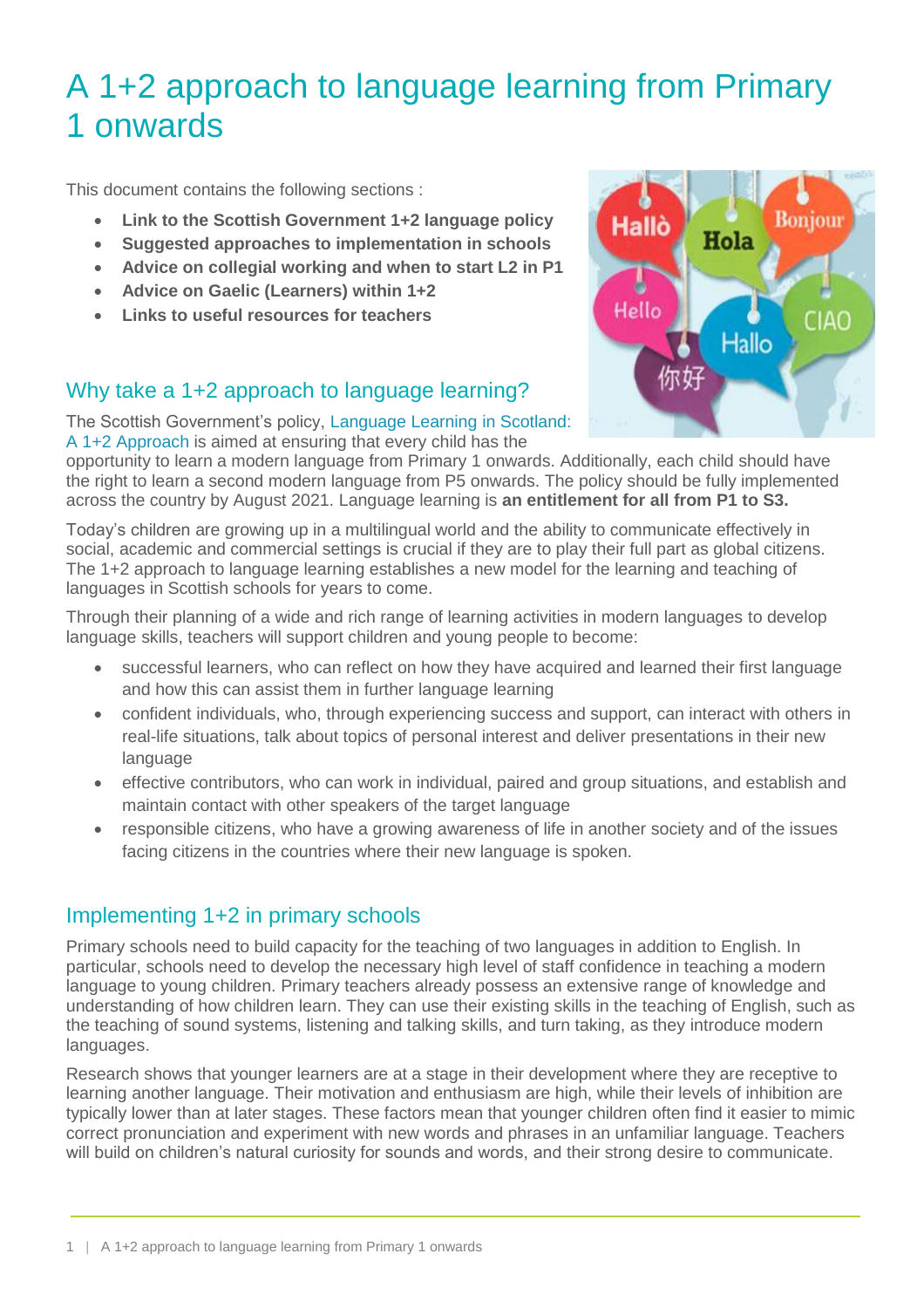# A 1+2 approach to language learning from Primary 1 onwards

This document contains the following sections :

- **Link to the Scottish Government 1+2 language policy**
- **Suggested approaches to implementation in schools**
- **Advice on collegial working and when to start L2 in P1**
- **Advice on Gaelic (Learners) within 1+2**
- **Links to useful resources for teachers**

## Why take a 1+2 approach to language learning?

The Scottish Government's policy, Language Learning in Scotland: A 1+2 Approach is aimed at ensuring that every child has the opportunity to learn a modern language from Primary 1 onwards. Additionally, each child should have the right to learn a second modern language from P5 onwards. The policy should be fully implemented across the country by August 2021. Language learning is **an entitlement for all from P1 to S3.**

Today's children are growing up in a multilingual world and the ability to communicate effectively in social, academic and commercial settings is crucial if they are to play their full part as global citizens. The 1+2 approach to language learning establishes a new model for the learning and teaching of languages in Scottish schools for years to come.

Through their planning of a wide and rich range of learning activities in modern languages to develop language skills, teachers will support children and young people to become:

- successful learners, who can reflect on how they have acquired and learned their first language and how this can assist them in further language learning
- confident individuals, who, through experiencing success and support, can interact with others in real-life situations, talk about topics of personal interest and deliver presentations in their new language
- effective contributors, who can work in individual, paired and group situations, and establish and maintain contact with other speakers of the target language
- responsible citizens, who have a growing awareness of life in another society and of the issues facing citizens in the countries where their new language is spoken.

## Implementing 1+2 in primary schools

Primary schools need to build capacity for the teaching of two languages in addition to English. In particular, schools need to develop the necessary high level of staff confidence in teaching a modern language to young children. Primary teachers already possess an extensive range of knowledge and understanding of how children learn. They can use their existing skills in the teaching of English, such as the teaching of sound systems, listening and talking skills, and turn taking, as they introduce modern languages.

Research shows that younger learners are at a stage in their development where they are receptive to learning another language. Their motivation and enthusiasm are high, while their levels of inhibition are typically lower than at later stages. These factors mean that younger children often find it easier to mimic correct pronunciation and experiment with new words and phrases in an unfamiliar language. Teachers will build on children's natural curiosity for sounds and words, and their strong desire to communicate.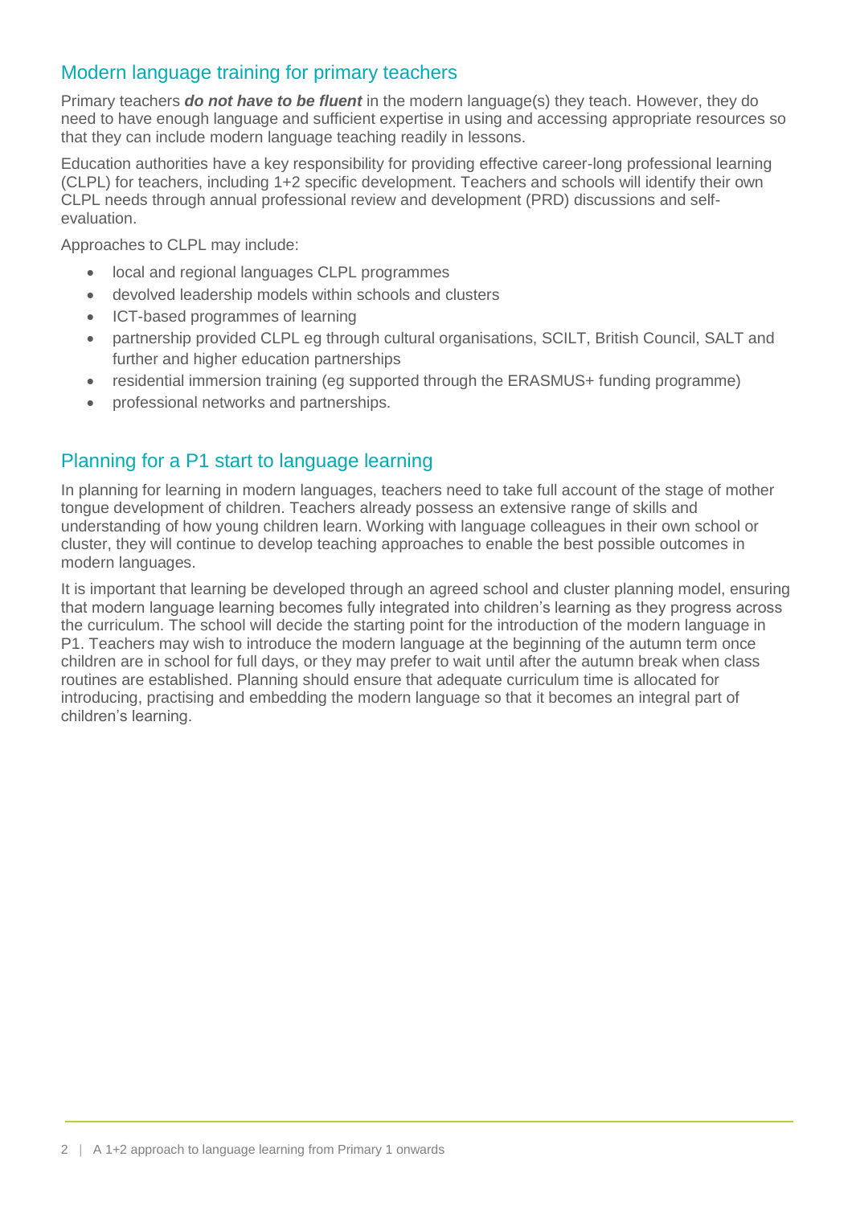## Modern language training for primary teachers

Primary teachers ***do not have to be fluent*** in the modern language(s) they teach. However, they do need to have enough language and sufficient expertise in using and accessing appropriate resources so that they can include modern language teaching readily in lessons.

Education authorities have a key responsibility for providing effective career-long professional learning (CLPL) for teachers, including 1+2 specific development. Teachers and schools will identify their own CLPL needs through annual professional review and development (PRD) discussions and self-evaluation.

Approaches to CLPL may include:

- local and regional languages CLPL programmes
- devolved leadership models within schools and clusters
- ICT-based programmes of learning
- partnership provided CLPL eg through cultural organisations, SCILT, British Council, SALT and further and higher education partnerships
- residential immersion training (eg supported through the ERASMUS+ funding programme)
- professional networks and partnerships.

## Planning for a P1 start to language learning

In planning for learning in modern languages, teachers need to take full account of the stage of mother tongue development of children. Teachers already possess an extensive range of skills and understanding of how young children learn. Working with language colleagues in their own school or cluster, they will continue to develop teaching approaches to enable the best possible outcomes in modern languages.

It is important that learning be developed through an agreed school and cluster planning model, ensuring that modern language learning becomes fully integrated into children's learning as they progress across the curriculum. The school will decide the starting point for the introduction of the modern language in P1. Teachers may wish to introduce the modern language at the beginning of the autumn term once children are in school for full days, or they may prefer to wait until after the autumn break when class routines are established. Planning should ensure that adequate curriculum time is allocated for introducing, practising and embedding the modern language so that it becomes an integral part of children's learning.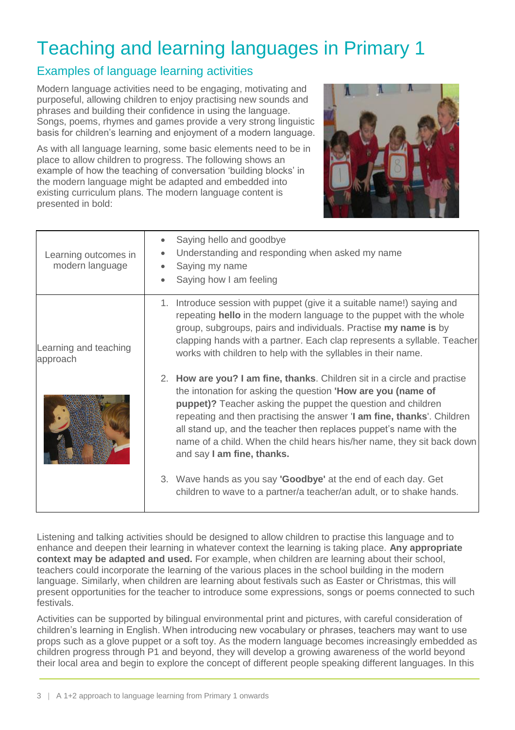# Teaching and learning languages in Primary 1

## Examples of language learning activities

Modern language activities need to be engaging, motivating and purposeful, allowing children to enjoy practising new sounds and phrases and building their confidence in using the language. Songs, poems, rhymes and games provide a very strong linguistic basis for children's learning and enjoyment of a modern language.

As with all language learning, some basic elements need to be in place to allow children to progress. The following shows an example of how the teaching of conversation 'building blocks' in the modern language might be adapted and embedded into existing curriculum plans. The modern language content is presented in bold:

| Learning outcomes in modern language | • Saying hello and goodbye<br>• Understanding and responding when asked my name<br>• Saying my name<br>• Saying how I am feeling |
|---|---|
| Learning and teaching approach | 1. Introduce session with puppet (give it a suitable name!) saying and repeating **hello** in the modern language to the puppet with the whole group, subgroups, pairs and individuals. Practise **my name is** by clapping hands with a partner. Each clap represents a syllable. Teacher works with children to help with the syllables in their name.<br>2. **How are you? I am fine, thanks**. Children sit in a circle and practise the intonation for asking the question **'How are you (name of puppet)?** Teacher asking the puppet the question and children repeating and then practising the answer '**I am fine, thanks**'. Children all stand up, and the teacher then replaces puppet's name with the name of a child. When the child hears his/her name, they sit back down and say **I am fine, thanks.**<br>3. Wave hands as you say **'Goodbye'** at the end of each day. Get children to wave to a partner/a teacher/an adult, or to shake hands. |

Listening and talking activities should be designed to allow children to practise this language and to enhance and deepen their learning in whatever context the learning is taking place. **Any appropriate context may be adapted and used.** For example, when children are learning about their school, teachers could incorporate the learning of the various places in the school building in the modern language. Similarly, when children are learning about festivals such as Easter or Christmas, this will present opportunities for the teacher to introduce some expressions, songs or poems connected to such festivals.

Activities can be supported by bilingual environmental print and pictures, with careful consideration of children's learning in English. When introducing new vocabulary or phrases, teachers may want to use props such as a glove puppet or a soft toy. As the modern language becomes increasingly embedded as children progress through P1 and beyond, they will develop a growing awareness of the world beyond their local area and begin to explore the concept of different people speaking different languages. In this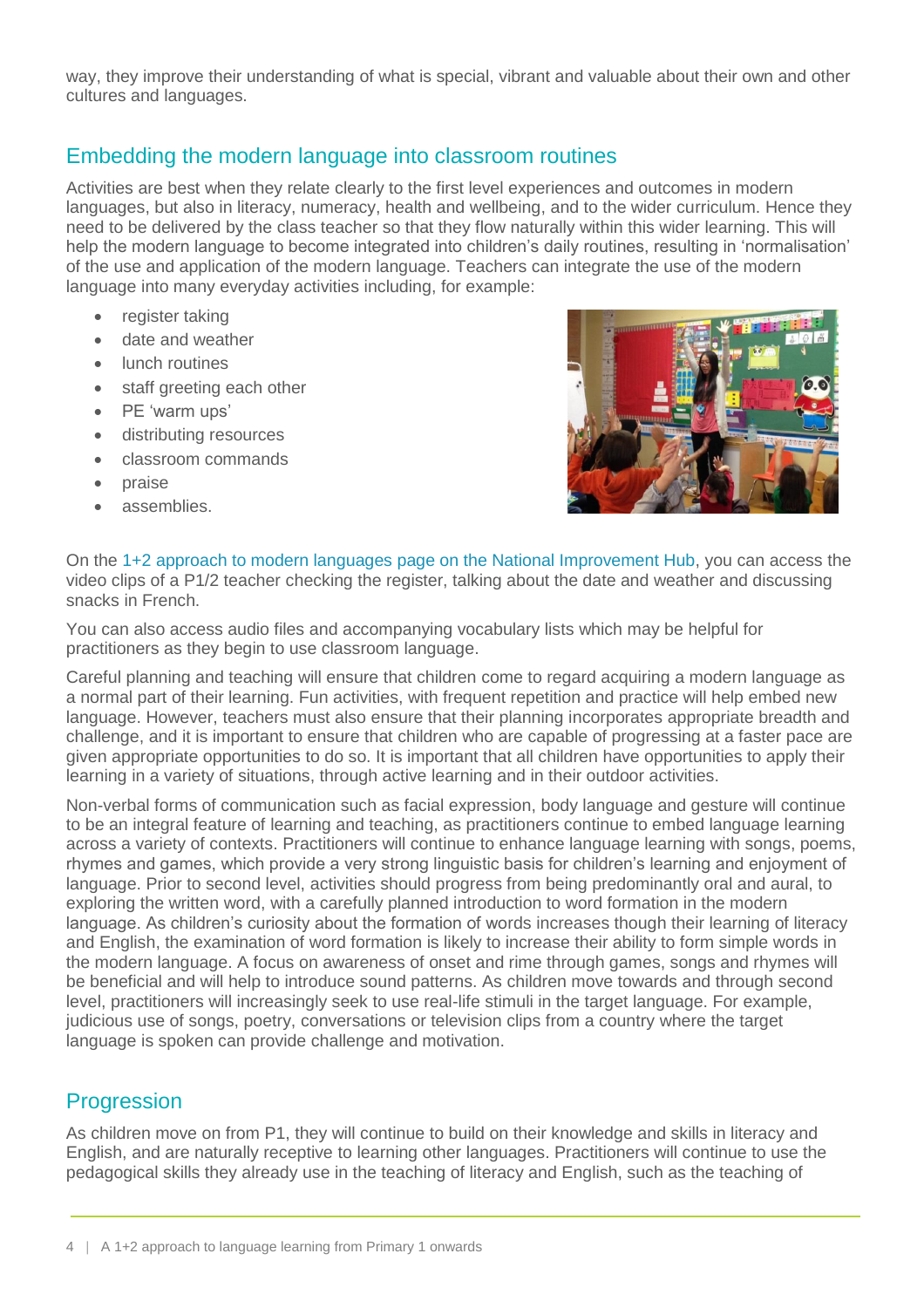way, they improve their understanding of what is special, vibrant and valuable about their own and other cultures and languages.

## Embedding the modern language into classroom routines

Activities are best when they relate clearly to the first level experiences and outcomes in modern languages, but also in literacy, numeracy, health and wellbeing, and to the wider curriculum. Hence they need to be delivered by the class teacher so that they flow naturally within this wider learning. This will help the modern language to become integrated into children's daily routines, resulting in 'normalisation' of the use and application of the modern language. Teachers can integrate the use of the modern language into many everyday activities including, for example:

- register taking
- date and weather
- lunch routines
- staff greeting each other
- PE 'warm ups'
- distributing resources
- classroom commands
- praise
- assemblies.

On the 1+2 approach to modern languages page on the National Improvement Hub, you can access the video clips of a P1/2 teacher checking the register, talking about the date and weather and discussing snacks in French.

You can also access audio files and accompanying vocabulary lists which may be helpful for practitioners as they begin to use classroom language.

Careful planning and teaching will ensure that children come to regard acquiring a modern language as a normal part of their learning. Fun activities, with frequent repetition and practice will help embed new language. However, teachers must also ensure that their planning incorporates appropriate breadth and challenge, and it is important to ensure that children who are capable of progressing at a faster pace are given appropriate opportunities to do so. It is important that all children have opportunities to apply their learning in a variety of situations, through active learning and in their outdoor activities.

Non-verbal forms of communication such as facial expression, body language and gesture will continue to be an integral feature of learning and teaching, as practitioners continue to embed language learning across a variety of contexts. Practitioners will continue to enhance language learning with songs, poems, rhymes and games, which provide a very strong linguistic basis for children's learning and enjoyment of language. Prior to second level, activities should progress from being predominantly oral and aural, to exploring the written word, with a carefully planned introduction to word formation in the modern language. As children's curiosity about the formation of words increases though their learning of literacy and English, the examination of word formation is likely to increase their ability to form simple words in the modern language. A focus on awareness of onset and rime through games, songs and rhymes will be beneficial and will help to introduce sound patterns. As children move towards and through second level, practitioners will increasingly seek to use real-life stimuli in the target language. For example, judicious use of songs, poetry, conversations or television clips from a country where the target language is spoken can provide challenge and motivation.

## Progression

As children move on from P1, they will continue to build on their knowledge and skills in literacy and English, and are naturally receptive to learning other languages. Practitioners will continue to use the pedagogical skills they already use in the teaching of literacy and English, such as the teaching of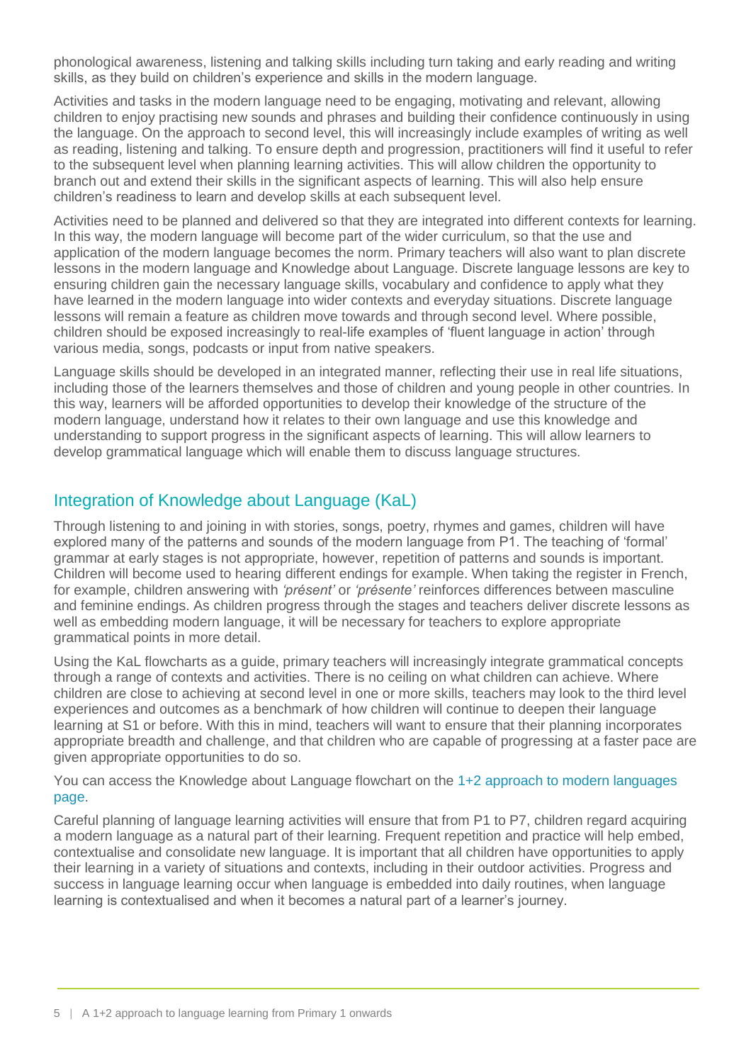phonological awareness, listening and talking skills including turn taking and early reading and writing skills, as they build on children's experience and skills in the modern language.

Activities and tasks in the modern language need to be engaging, motivating and relevant, allowing children to enjoy practising new sounds and phrases and building their confidence continuously in using the language. On the approach to second level, this will increasingly include examples of writing as well as reading, listening and talking. To ensure depth and progression, practitioners will find it useful to refer to the subsequent level when planning learning activities. This will allow children the opportunity to branch out and extend their skills in the significant aspects of learning. This will also help ensure children's readiness to learn and develop skills at each subsequent level.

Activities need to be planned and delivered so that they are integrated into different contexts for learning. In this way, the modern language will become part of the wider curriculum, so that the use and application of the modern language becomes the norm. Primary teachers will also want to plan discrete lessons in the modern language and Knowledge about Language. Discrete language lessons are key to ensuring children gain the necessary language skills, vocabulary and confidence to apply what they have learned in the modern language into wider contexts and everyday situations. Discrete language lessons will remain a feature as children move towards and through second level. Where possible, children should be exposed increasingly to real-life examples of 'fluent language in action' through various media, songs, podcasts or input from native speakers.

Language skills should be developed in an integrated manner, reflecting their use in real life situations, including those of the learners themselves and those of children and young people in other countries. In this way, learners will be afforded opportunities to develop their knowledge of the structure of the modern language, understand how it relates to their own language and use this knowledge and understanding to support progress in the significant aspects of learning. This will allow learners to develop grammatical language which will enable them to discuss language structures.

## Integration of Knowledge about Language (KaL)

Through listening to and joining in with stories, songs, poetry, rhymes and games, children will have explored many of the patterns and sounds of the modern language from P1. The teaching of 'formal' grammar at early stages is not appropriate, however, repetition of patterns and sounds is important. Children will become used to hearing different endings for example. When taking the register in French, for example, children answering with *'présent'* or *'présente'* reinforces differences between masculine and feminine endings. As children progress through the stages and teachers deliver discrete lessons as well as embedding modern language, it will be necessary for teachers to explore appropriate grammatical points in more detail.

Using the KaL flowcharts as a guide, primary teachers will increasingly integrate grammatical concepts through a range of contexts and activities. There is no ceiling on what children can achieve. Where children are close to achieving at second level in one or more skills, teachers may look to the third level experiences and outcomes as a benchmark of how children will continue to deepen their language learning at S1 or before. With this in mind, teachers will want to ensure that their planning incorporates appropriate breadth and challenge, and that children who are capable of progressing at a faster pace are given appropriate opportunities to do so.

You can access the Knowledge about Language flowchart on the 1+2 approach to modern languages page.

Careful planning of language learning activities will ensure that from P1 to P7, children regard acquiring a modern language as a natural part of their learning. Frequent repetition and practice will help embed, contextualise and consolidate new language. It is important that all children have opportunities to apply their learning in a variety of situations and contexts, including in their outdoor activities. Progress and success in language learning occur when language is embedded into daily routines, when language learning is contextualised and when it becomes a natural part of a learner's journey.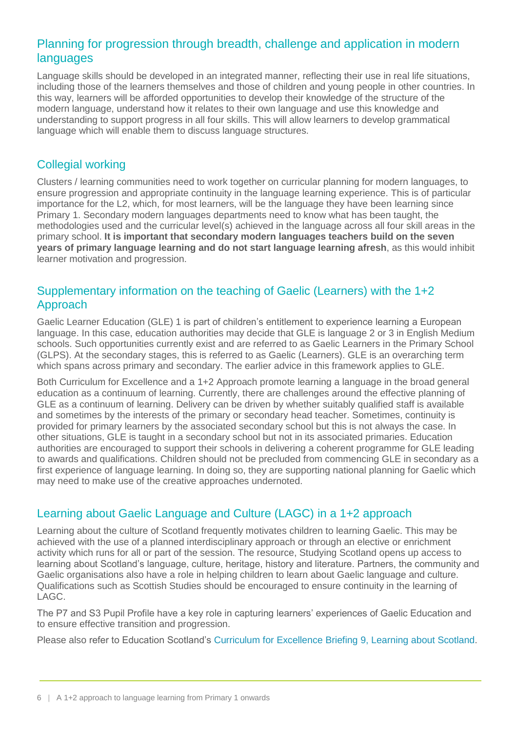## Planning for progression through breadth, challenge and application in modern languages

Language skills should be developed in an integrated manner, reflecting their use in real life situations, including those of the learners themselves and those of children and young people in other countries. In this way, learners will be afforded opportunities to develop their knowledge of the structure of the modern language, understand how it relates to their own language and use this knowledge and understanding to support progress in all four skills. This will allow learners to develop grammatical language which will enable them to discuss language structures.

## Collegial working

Clusters / learning communities need to work together on curricular planning for modern languages, to ensure progression and appropriate continuity in the language learning experience. This is of particular importance for the L2, which, for most learners, will be the language they have been learning since Primary 1. Secondary modern languages departments need to know what has been taught, the methodologies used and the curricular level(s) achieved in the language across all four skill areas in the primary school. **It is important that secondary modern languages teachers build on the seven years of primary language learning and do not start language learning afresh**, as this would inhibit learner motivation and progression.

## Supplementary information on the teaching of Gaelic (Learners) with the 1+2 Approach

Gaelic Learner Education (GLE) 1 is part of children's entitlement to experience learning a European language. In this case, education authorities may decide that GLE is language 2 or 3 in English Medium schools. Such opportunities currently exist and are referred to as Gaelic Learners in the Primary School (GLPS). At the secondary stages, this is referred to as Gaelic (Learners). GLE is an overarching term which spans across primary and secondary. The earlier advice in this framework applies to GLE.

Both Curriculum for Excellence and a 1+2 Approach promote learning a language in the broad general education as a continuum of learning. Currently, there are challenges around the effective planning of GLE as a continuum of learning. Delivery can be driven by whether suitably qualified staff is available and sometimes by the interests of the primary or secondary head teacher. Sometimes, continuity is provided for primary learners by the associated secondary school but this is not always the case. In other situations, GLE is taught in a secondary school but not in its associated primaries. Education authorities are encouraged to support their schools in delivering a coherent programme for GLE leading to awards and qualifications. Children should not be precluded from commencing GLE in secondary as a first experience of language learning. In doing so, they are supporting national planning for Gaelic which may need to make use of the creative approaches undernoted.

## Learning about Gaelic Language and Culture (LAGC) in a 1+2 approach

Learning about the culture of Scotland frequently motivates children to learning Gaelic. This may be achieved with the use of a planned interdisciplinary approach or through an elective or enrichment activity which runs for all or part of the session. The resource, Studying Scotland opens up access to learning about Scotland's language, culture, heritage, history and literature. Partners, the community and Gaelic organisations also have a role in helping children to learn about Gaelic language and culture. Qualifications such as Scottish Studies should be encouraged to ensure continuity in the learning of LAGC.

The P7 and S3 Pupil Profile have a key role in capturing learners' experiences of Gaelic Education and to ensure effective transition and progression.

Please also refer to Education Scotland's Curriculum for Excellence Briefing 9, Learning about Scotland.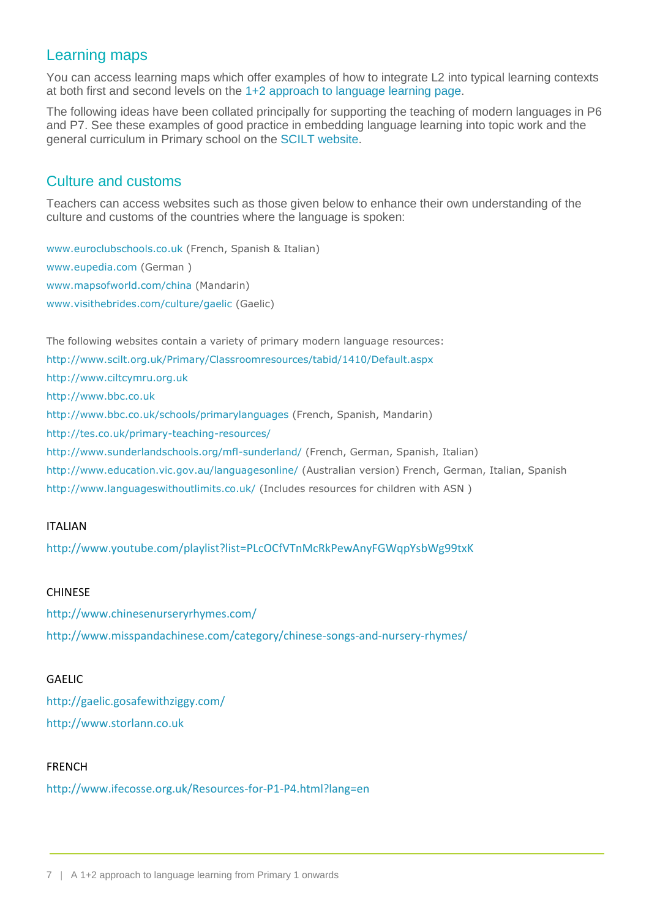## Learning maps

You can access learning maps which offer examples of how to integrate L2 into typical learning contexts at both first and second levels on the 1+2 approach to language learning page.

The following ideas have been collated principally for supporting the teaching of modern languages in P6 and P7. See these examples of good practice in embedding language learning into topic work and the general curriculum in Primary school on the SCILT website.

## Culture and customs

Teachers can access websites such as those given below to enhance their own understanding of the culture and customs of the countries where the language is spoken:

www.euroclubschools.co.uk (French, Spanish & Italian)
www.eupedia.com (German )
www.mapsofworld.com/china (Mandarin)
www.visithebrides.com/culture/gaelic (Gaelic)

The following websites contain a variety of primary modern language resources:

http://www.scilt.org.uk/Primary/Classroomresources/tabid/1410/Default.aspx
http://www.ciltcymru.org.uk
http://www.bbc.co.uk
http://www.bbc.co.uk/schools/primarylanguages (French, Spanish, Mandarin)
http://tes.co.uk/primary-teaching-resources/
http://www.sunderlandschools.org/mfl-sunderland/ (French, German, Spanish, Italian)
http://www.education.vic.gov.au/languagesonline/ (Australian version) French, German, Italian, Spanish
http://www.languageswithoutlimits.co.uk/ (Includes resources for children with ASN )

ITALIAN

http://www.youtube.com/playlist?list=PLcOCfVTnMcRkPewAnyFGWqpYsbWg99txK

CHINESE

http://www.chinesenurseryrhymes.com/
http://www.misspandachinese.com/category/chinese-songs-and-nursery-rhymes/

GAELIC

http://gaelic.gosafewithziggy.com/
http://www.storlann.co.uk

FRENCH

http://www.ifecosse.org.uk/Resources-for-P1-P4.html?lang=en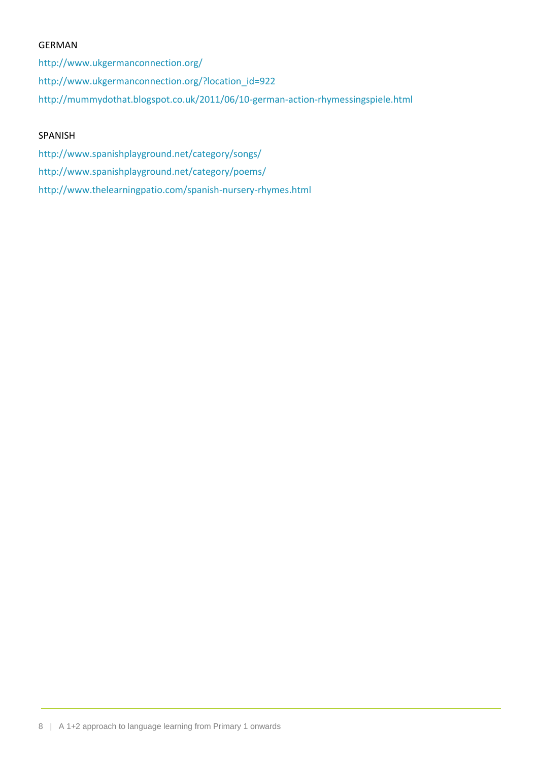GERMAN

http://www.ukgermanconnection.org/

http://www.ukgermanconnection.org/?location_id=922

http://mummydothat.blogspot.co.uk/2011/06/10-german-action-rhymessingspiele.html

SPANISH

http://www.spanishplayground.net/category/songs/

http://www.spanishplayground.net/category/poems/

http://www.thelearningpatio.com/spanish-nursery-rhymes.html